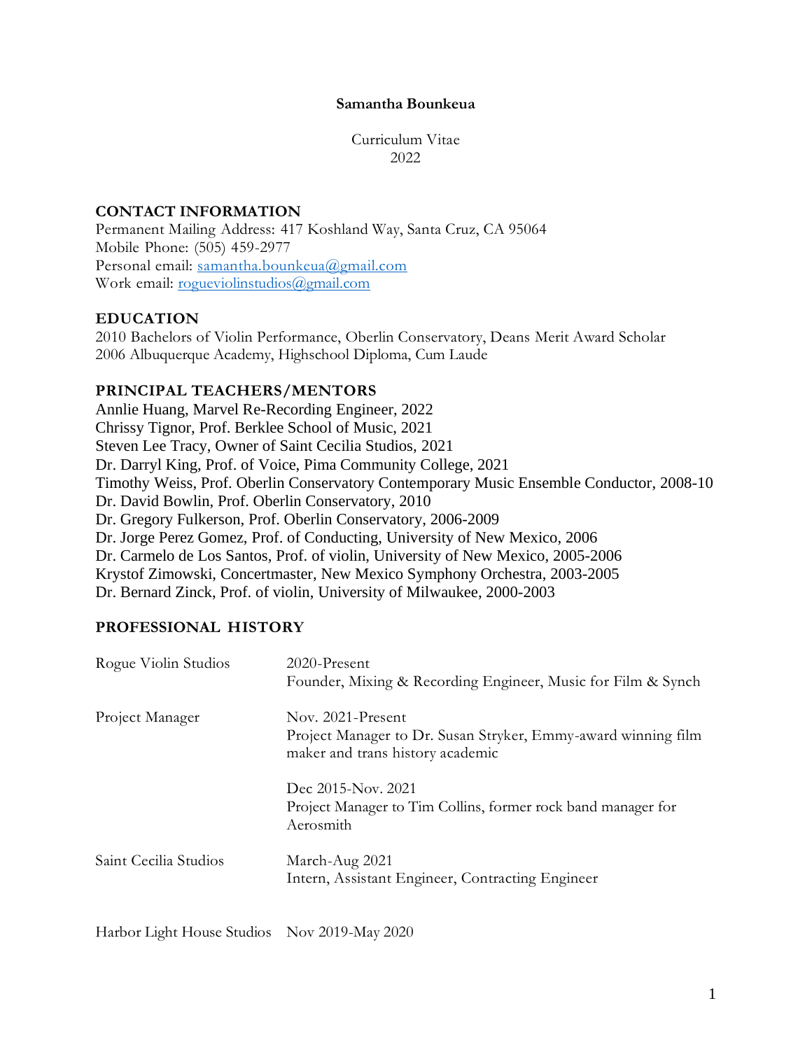**Samantha Bounkeua**

Curriculum Vitae
2022

## CONTACT INFORMATION

Permanent Mailing Address: 417 Koshland Way, Santa Cruz, CA 95064
Mobile Phone: (505) 459-2977
Personal email: samantha.bounkeua@gmail.com
Work email: rogueviolinstudios@gmail.com

## EDUCATION

2010 Bachelors of Violin Performance, Oberlin Conservatory, Deans Merit Award Scholar
2006 Albuquerque Academy, Highschool Diploma, Cum Laude

## PRINCIPAL TEACHERS/MENTORS

Annlie Huang, Marvel Re-Recording Engineer, 2022
Chrissy Tignor, Prof. Berklee School of Music, 2021
Steven Lee Tracy, Owner of Saint Cecilia Studios, 2021
Dr. Darryl King, Prof. of Voice, Pima Community College, 2021
Timothy Weiss, Prof. Oberlin Conservatory Contemporary Music Ensemble Conductor, 2008-10
Dr. David Bowlin, Prof. Oberlin Conservatory, 2010
Dr. Gregory Fulkerson, Prof. Oberlin Conservatory, 2006-2009
Dr. Jorge Perez Gomez, Prof. of Conducting, University of New Mexico, 2006
Dr. Carmelo de Los Santos, Prof. of violin, University of New Mexico, 2005-2006
Krystof Zimowski, Concertmaster, New Mexico Symphony Orchestra, 2003-2005
Dr. Bernard Zinck, Prof. of violin, University of Milwaukee, 2000-2003

## PROFESSIONAL HISTORY

| | |
|---|---|
| Rogue Violin Studios | 2020-Present<br>Founder, Mixing & Recording Engineer, Music for Film & Synch |
| Project Manager | Nov. 2021-Present<br>Project Manager to Dr. Susan Stryker, Emmy-award winning film maker and trans history academic |
| | Dec 2015-Nov. 2021<br>Project Manager to Tim Collins, former rock band manager for Aerosmith |
| Saint Cecilia Studios | March-Aug 2021<br>Intern, Assistant Engineer, Contracting Engineer |
| Harbor Light House Studios | Nov 2019-May 2020 |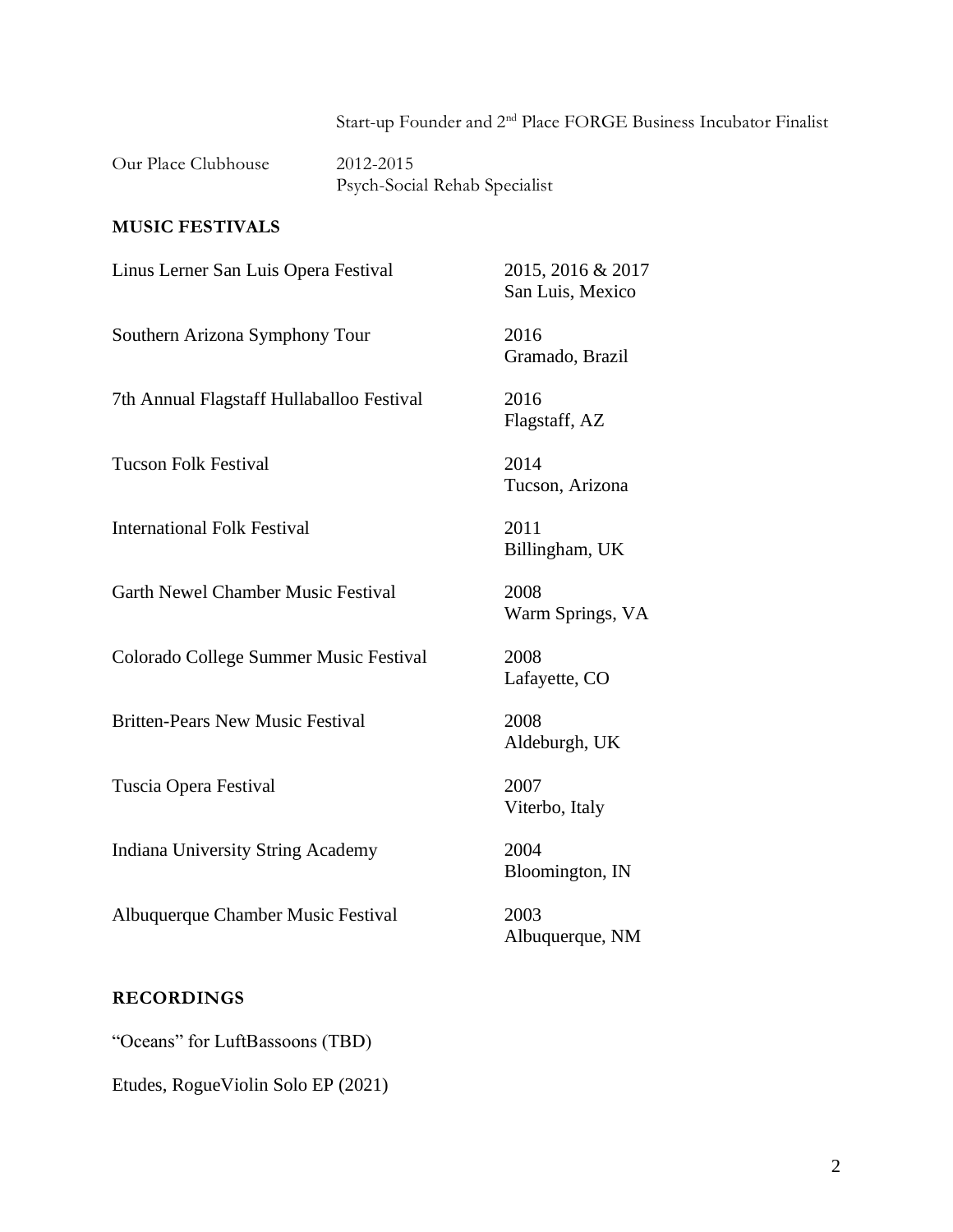Start-up Founder and 2nd Place FORGE Business Incubator Finalist

Our Place Clubhouse 2012-2015
Psych-Social Rehab Specialist

**MUSIC FESTIVALS**

Linus Lerner San Luis Opera Festival — 2015, 2016 & 2017, San Luis, Mexico

Southern Arizona Symphony Tour — 2016, Gramado, Brazil

7th Annual Flagstaff Hullaballoo Festival — 2016, Flagstaff, AZ

Tucson Folk Festival — 2014, Tucson, Arizona

International Folk Festival — 2011, Billingham, UK

Garth Newel Chamber Music Festival — 2008, Warm Springs, VA

Colorado College Summer Music Festival — 2008, Lafayette, CO

Britten-Pears New Music Festival — 2008, Aldeburgh, UK

Tuscia Opera Festival — 2007, Viterbo, Italy

Indiana University String Academy — 2004, Bloomington, IN

Albuquerque Chamber Music Festival — 2003, Albuquerque, NM

**RECORDINGS**

"Oceans" for LuftBassoons (TBD)

Etudes, RogueViolin Solo EP (2021)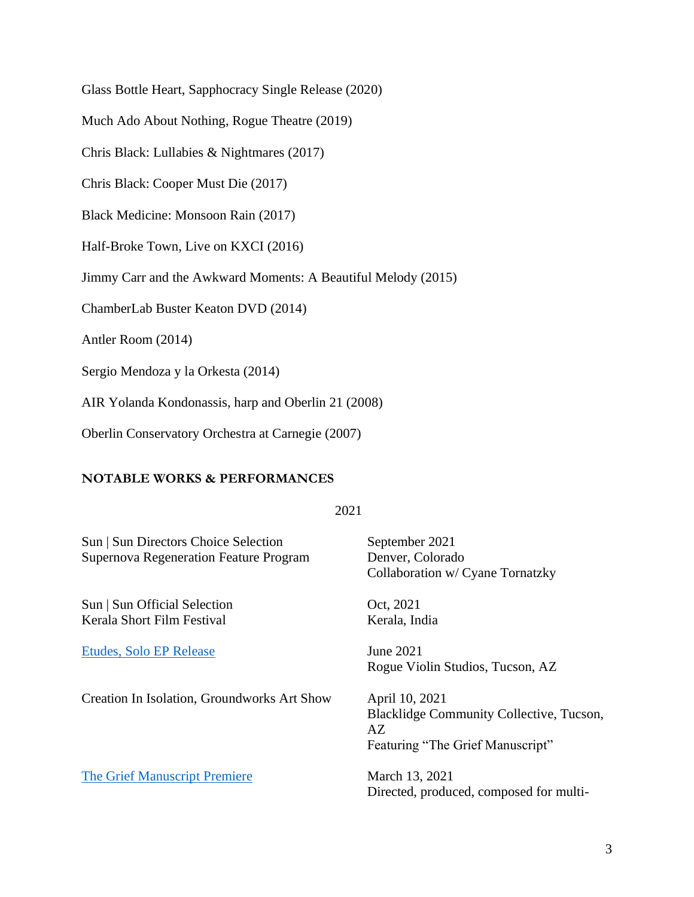Glass Bottle Heart, Sapphocracy Single Release (2020)

Much Ado About Nothing, Rogue Theatre (2019)

Chris Black: Lullabies & Nightmares (2017)

Chris Black: Cooper Must Die (2017)

Black Medicine: Monsoon Rain (2017)

Half-Broke Town, Live on KXCI (2016)

Jimmy Carr and the Awkward Moments: A Beautiful Melody (2015)

ChamberLab Buster Keaton DVD (2014)

Antler Room (2014)

Sergio Mendoza y la Orkesta (2014)

AIR Yolanda Kondonassis, harp and Oberlin 21 (2008)

Oberlin Conservatory Orchestra at Carnegie (2007)

**NOTABLE WORKS & PERFORMANCES**

2021

Sun | Sun Directors Choice Selection
Supernova Regeneration Feature Program

September 2021
Denver, Colorado
Collaboration w/ Cyane Tornatzky

Sun | Sun Official Selection
Kerala Short Film Festival

Oct, 2021
Kerala, India

Etudes, Solo EP Release

June 2021
Rogue Violin Studios, Tucson, AZ

Creation In Isolation, Groundworks Art Show

April 10, 2021
Blacklidge Community Collective, Tucson, AZ
Featuring "The Grief Manuscript"

The Grief Manuscript Premiere

March 13, 2021
Directed, produced, composed for multi-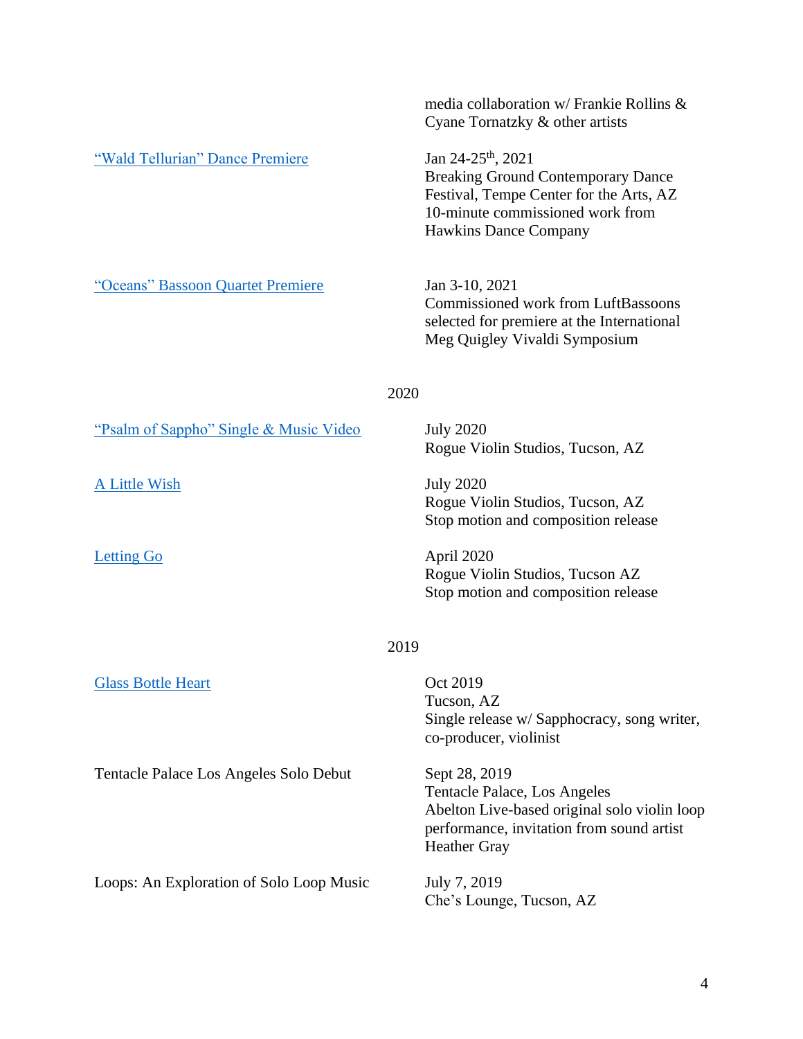media collaboration w/ Frankie Rollins & Cyane Tornatzky & other artists

**“Wald Tellurian” Dance Premiere**
Jan 24-25th, 2021
Breaking Ground Contemporary Dance Festival, Tempe Center for the Arts, AZ
10-minute commissioned work from Hawkins Dance Company

**“Oceans” Bassoon Quartet Premiere**
Jan 3-10, 2021
Commissioned work from LuftBassoons selected for premiere at the International Meg Quigley Vivaldi Symposium

## 2020

**“Psalm of Sappho” Single & Music Video**
July 2020
Rogue Violin Studios, Tucson, AZ

**A Little Wish**
July 2020
Rogue Violin Studios, Tucson, AZ
Stop motion and composition release

**Letting Go**
April 2020
Rogue Violin Studios, Tucson AZ
Stop motion and composition release

## 2019

**Glass Bottle Heart**
Oct 2019
Tucson, AZ
Single release w/ Sapphocracy, song writer, co-producer, violinist

**Tentacle Palace Los Angeles Solo Debut**
Sept 28, 2019
Tentacle Palace, Los Angeles
Abelton Live-based original solo violin loop performance, invitation from sound artist Heather Gray

**Loops: An Exploration of Solo Loop Music**
July 7, 2019
Che’s Lounge, Tucson, AZ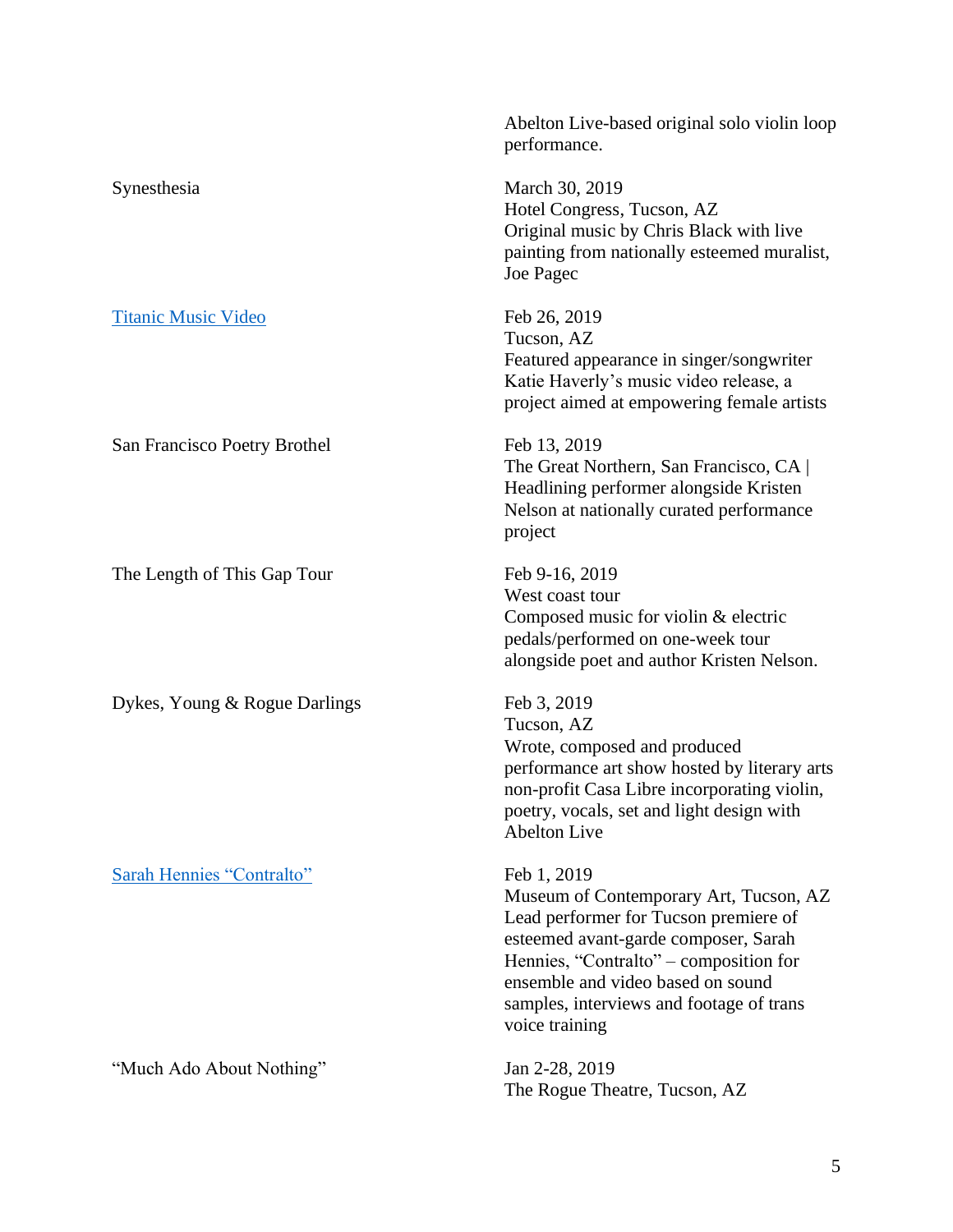Abelton Live-based original solo violin loop performance.

| | |
|---|---|
| Synesthesia | March 30, 2019<br>Hotel Congress, Tucson, AZ<br>Original music by Chris Black with live painting from nationally esteemed muralist, Joe Pagec |
| Titanic Music Video | Feb 26, 2019<br>Tucson, AZ<br>Featured appearance in singer/songwriter Katie Haverly's music video release, a project aimed at empowering female artists |
| San Francisco Poetry Brothel | Feb 13, 2019<br>The Great Northern, San Francisco, CA \| Headlining performer alongside Kristen Nelson at nationally curated performance project |
| The Length of This Gap Tour | Feb 9-16, 2019<br>West coast tour<br>Composed music for violin & electric pedals/performed on one-week tour alongside poet and author Kristen Nelson. |
| Dykes, Young & Rogue Darlings | Feb 3, 2019<br>Tucson, AZ<br>Wrote, composed and produced performance art show hosted by literary arts non-profit Casa Libre incorporating violin, poetry, vocals, set and light design with Abelton Live |
| Sarah Hennies "Contralto" | Feb 1, 2019<br>Museum of Contemporary Art, Tucson, AZ<br>Lead performer for Tucson premiere of esteemed avant-garde composer, Sarah Hennies, "Contralto" – composition for ensemble and video based on sound samples, interviews and footage of trans voice training |
| "Much Ado About Nothing" | Jan 2-28, 2019<br>The Rogue Theatre, Tucson, AZ |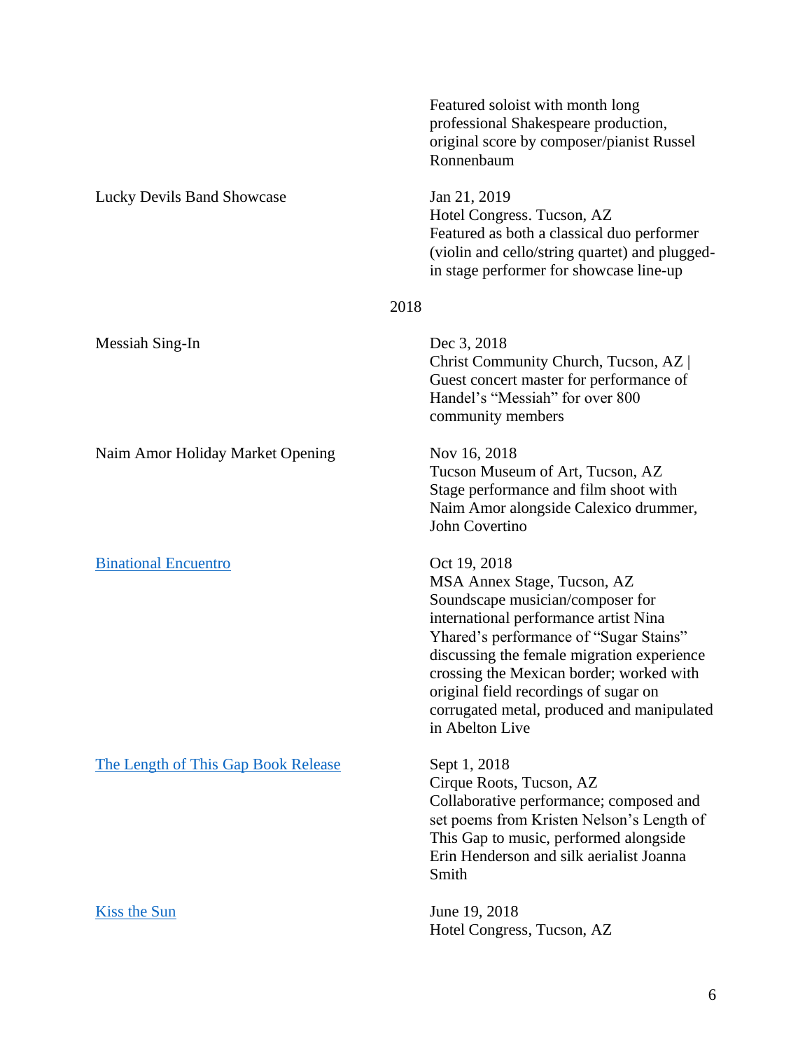Featured soloist with month long professional Shakespeare production, original score by composer/pianist Russel Ronnenbaum

Lucky Devils Band Showcase

Jan 21, 2019
Hotel Congress. Tucson, AZ
Featured as both a classical duo performer (violin and cello/string quartet) and plugged-in stage performer for showcase line-up

## 2018

Messiah Sing-In

Dec 3, 2018
Christ Community Church, Tucson, AZ |
Guest concert master for performance of Handel's "Messiah" for over 800 community members

Naim Amor Holiday Market Opening

Nov 16, 2018
Tucson Museum of Art, Tucson, AZ
Stage performance and film shoot with Naim Amor alongside Calexico drummer, John Covertino

Binational Encuentro

Oct 19, 2018
MSA Annex Stage, Tucson, AZ
Soundscape musician/composer for international performance artist Nina Yhared's performance of "Sugar Stains" discussing the female migration experience crossing the Mexican border; worked with original field recordings of sugar on corrugated metal, produced and manipulated in Abelton Live

The Length of This Gap Book Release

Sept 1, 2018
Cirque Roots, Tucson, AZ
Collaborative performance; composed and set poems from Kristen Nelson's Length of This Gap to music, performed alongside Erin Henderson and silk aerialist Joanna Smith

Kiss the Sun

June 19, 2018
Hotel Congress, Tucson, AZ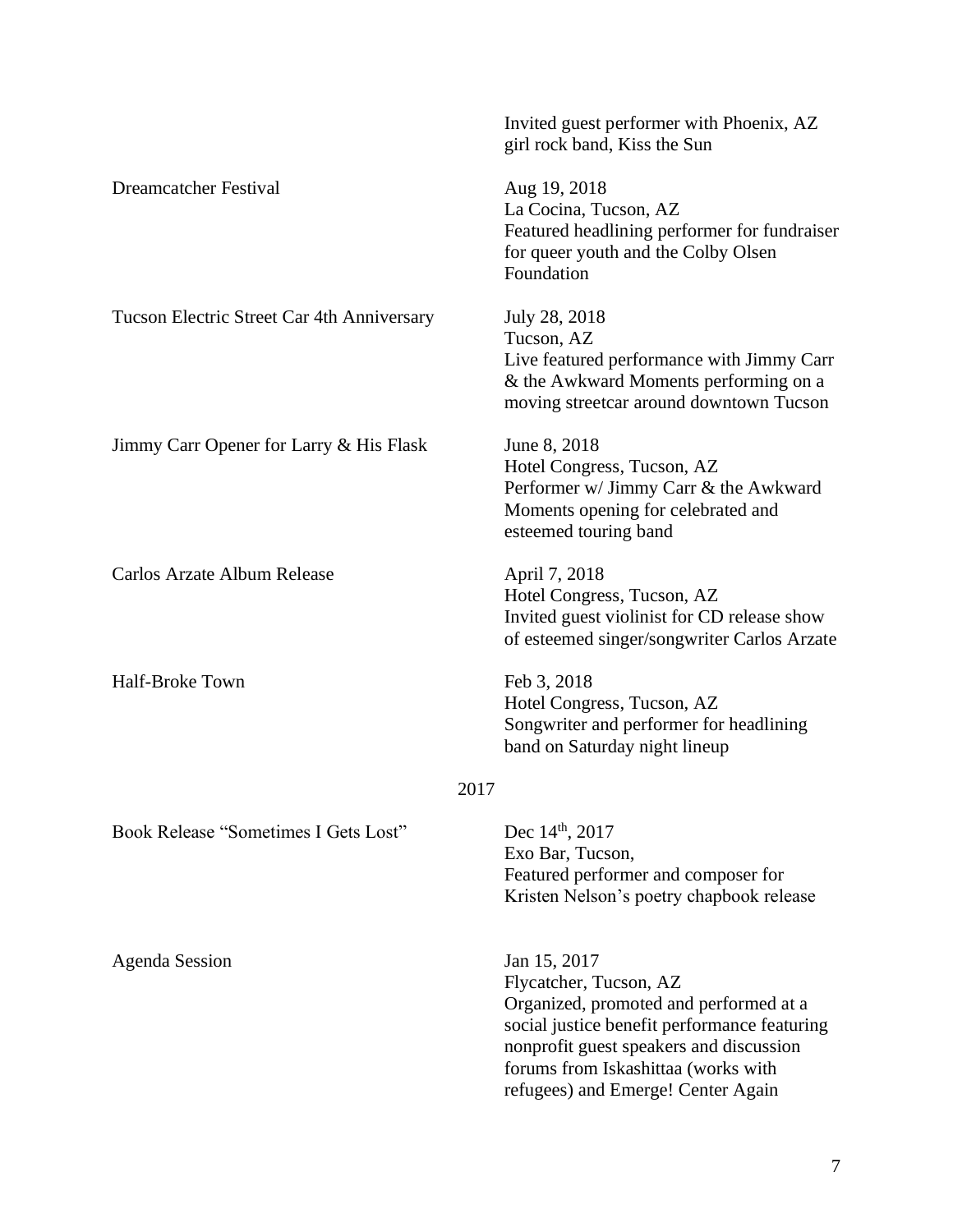Invited guest performer with Phoenix, AZ girl rock band, Kiss the Sun

**Dreamcatcher Festival**
Aug 19, 2018
La Cocina, Tucson, AZ
Featured headlining performer for fundraiser for queer youth and the Colby Olsen Foundation

**Tucson Electric Street Car 4th Anniversary**
July 28, 2018
Tucson, AZ
Live featured performance with Jimmy Carr & the Awkward Moments performing on a moving streetcar around downtown Tucson

**Jimmy Carr Opener for Larry & His Flask**
June 8, 2018
Hotel Congress, Tucson, AZ
Performer w/ Jimmy Carr & the Awkward Moments opening for celebrated and esteemed touring band

**Carlos Arzate Album Release**
April 7, 2018
Hotel Congress, Tucson, AZ
Invited guest violinist for CD release show of esteemed singer/songwriter Carlos Arzate

**Half-Broke Town**
Feb 3, 2018
Hotel Congress, Tucson, AZ
Songwriter and performer for headlining band on Saturday night lineup

## 2017

**Book Release "Sometimes I Gets Lost"**
Dec 14th, 2017
Exo Bar, Tucson,
Featured performer and composer for Kristen Nelson's poetry chapbook release

**Agenda Session**
Jan 15, 2017
Flycatcher, Tucson, AZ
Organized, promoted and performed at a social justice benefit performance featuring nonprofit guest speakers and discussion forums from Iskashittaa (works with refugees) and Emerge! Center Again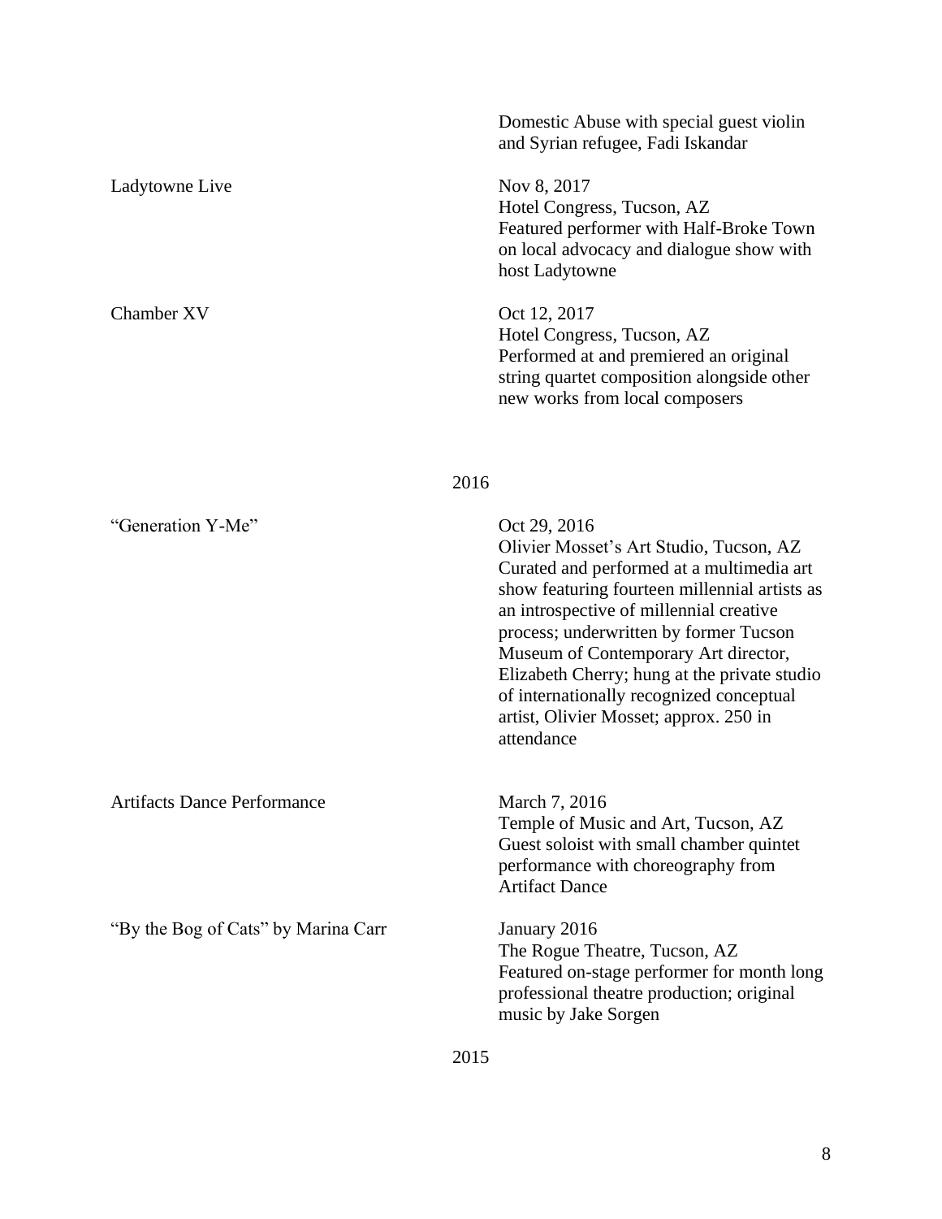Domestic Abuse with special guest violin and Syrian refugee, Fadi Iskandar

Ladytowne Live

Nov 8, 2017
Hotel Congress, Tucson, AZ
Featured performer with Half-Broke Town on local advocacy and dialogue show with host Ladytowne

Chamber XV

Oct 12, 2017
Hotel Congress, Tucson, AZ
Performed at and premiered an original string quartet composition alongside other new works from local composers

## 2016

"Generation Y-Me"

Oct 29, 2016
Olivier Mosset's Art Studio, Tucson, AZ
Curated and performed at a multimedia art show featuring fourteen millennial artists as an introspective of millennial creative process; underwritten by former Tucson Museum of Contemporary Art director, Elizabeth Cherry; hung at the private studio of internationally recognized conceptual artist, Olivier Mosset; approx. 250 in attendance

Artifacts Dance Performance

March 7, 2016
Temple of Music and Art, Tucson, AZ
Guest soloist with small chamber quintet performance with choreography from Artifact Dance

"By the Bog of Cats" by Marina Carr

January 2016
The Rogue Theatre, Tucson, AZ
Featured on-stage performer for month long professional theatre production; original music by Jake Sorgen

## 2015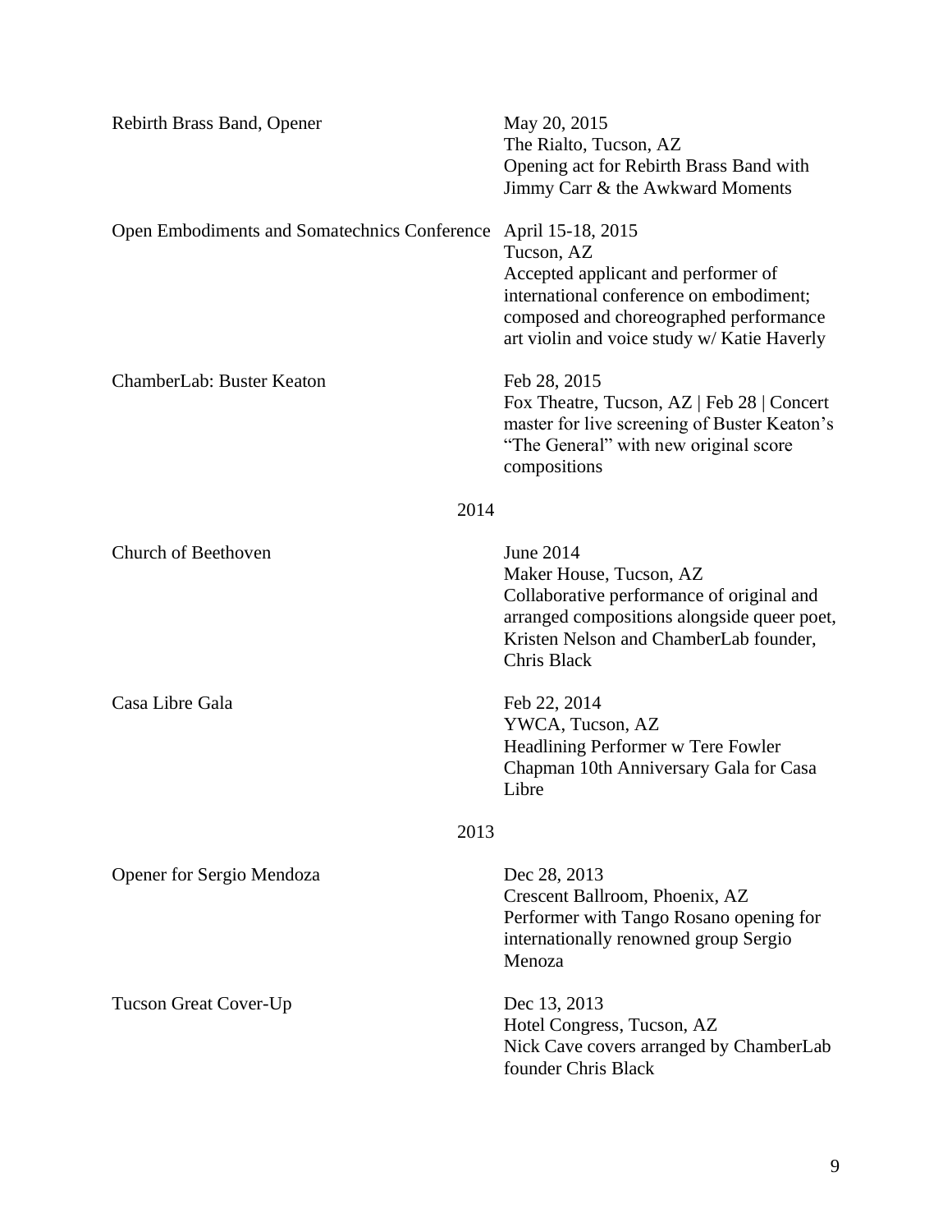Rebirth Brass Band, Opener

May 20, 2015
The Rialto, Tucson, AZ
Opening act for Rebirth Brass Band with Jimmy Carr & the Awkward Moments

Open Embodiments and Somatechnics Conference

April 15-18, 2015
Tucson, AZ
Accepted applicant and performer of international conference on embodiment; composed and choreographed performance art violin and voice study w/ Katie Haverly

ChamberLab: Buster Keaton

Feb 28, 2015
Fox Theatre, Tucson, AZ | Feb 28 | Concert master for live screening of Buster Keaton's "The General" with new original score compositions

## 2014

Church of Beethoven

June 2014
Maker House, Tucson, AZ
Collaborative performance of original and arranged compositions alongside queer poet, Kristen Nelson and ChamberLab founder, Chris Black

Casa Libre Gala

Feb 22, 2014
YWCA, Tucson, AZ
Headlining Performer w Tere Fowler Chapman 10th Anniversary Gala for Casa Libre

## 2013

Opener for Sergio Mendoza

Dec 28, 2013
Crescent Ballroom, Phoenix, AZ
Performer with Tango Rosano opening for internationally renowned group Sergio Menoza

Tucson Great Cover-Up

Dec 13, 2013
Hotel Congress, Tucson, AZ
Nick Cave covers arranged by ChamberLab founder Chris Black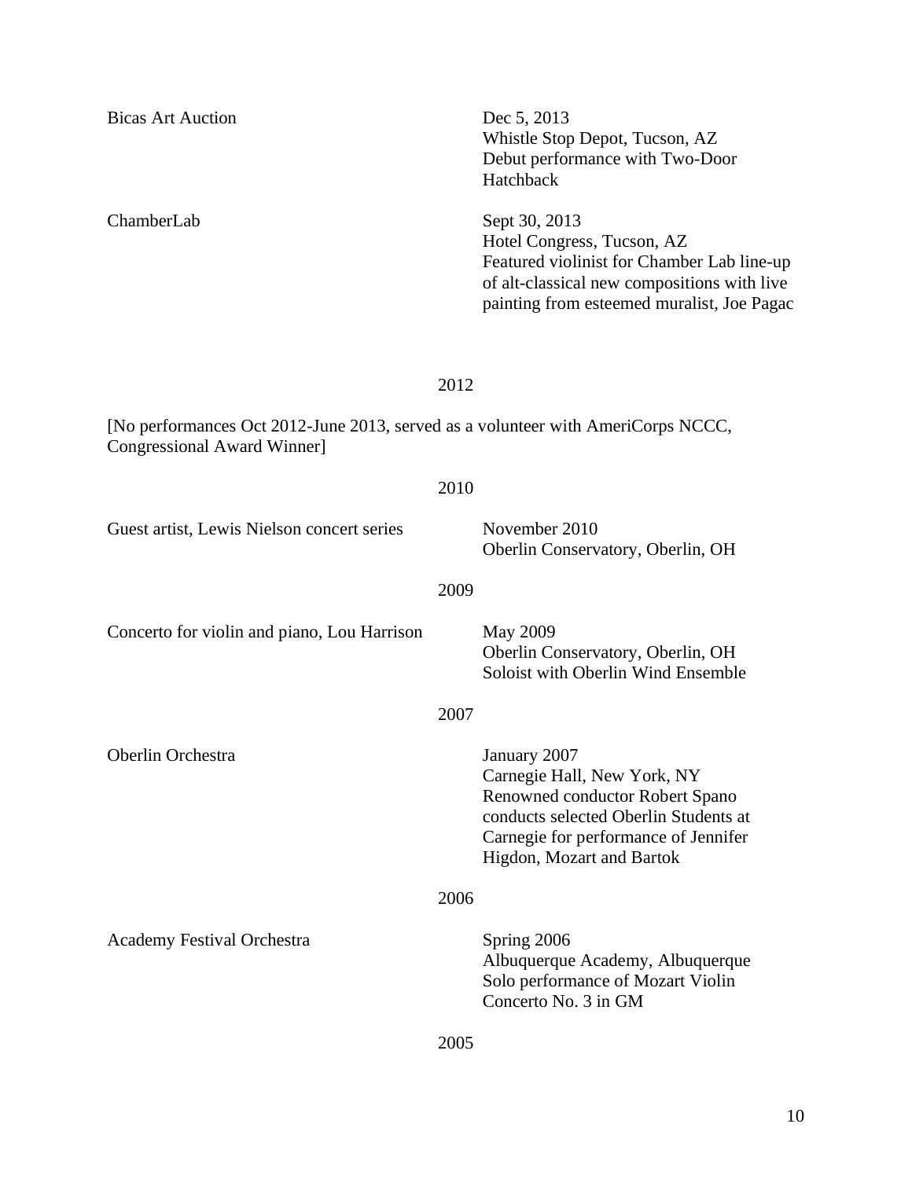Bicas Art Auction

Dec 5, 2013
Whistle Stop Depot, Tucson, AZ
Debut performance with Two-Door Hatchback

ChamberLab

Sept 30, 2013
Hotel Congress, Tucson, AZ
Featured violinist for Chamber Lab line-up of alt-classical new compositions with live painting from esteemed muralist, Joe Pagac

2012

[No performances Oct 2012-June 2013, served as a volunteer with AmeriCorps NCCC, Congressional Award Winner]

2010

Guest artist, Lewis Nielson concert series

November 2010
Oberlin Conservatory, Oberlin, OH

2009

Concerto for violin and piano, Lou Harrison

May 2009
Oberlin Conservatory, Oberlin, OH
Soloist with Oberlin Wind Ensemble

2007

Oberlin Orchestra

January 2007
Carnegie Hall, New York, NY
Renowned conductor Robert Spano conducts selected Oberlin Students at Carnegie for performance of Jennifer Higdon, Mozart and Bartok

2006

Academy Festival Orchestra

Spring 2006
Albuquerque Academy, Albuquerque
Solo performance of Mozart Violin Concerto No. 3 in GM

2005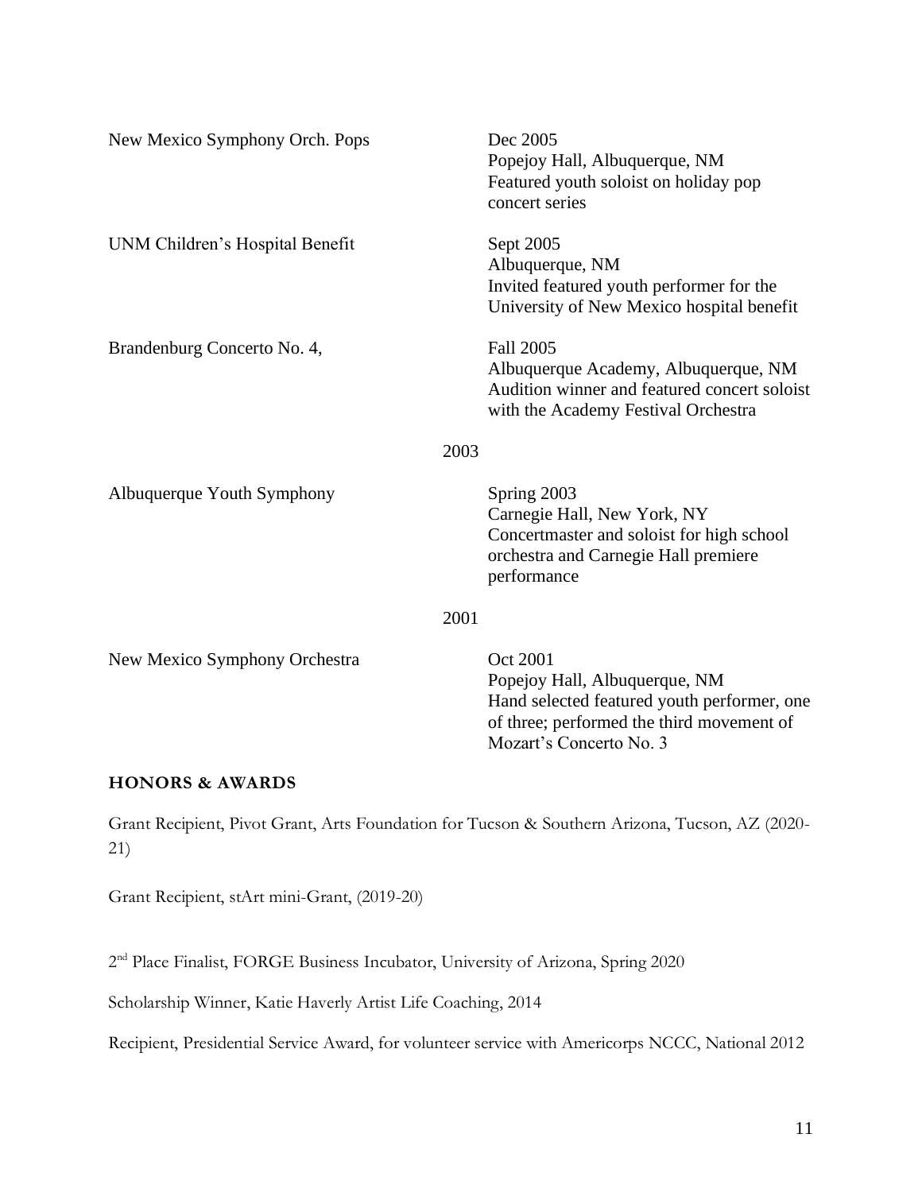New Mexico Symphony Orch. Pops

Dec 2005
Popejoy Hall, Albuquerque, NM
Featured youth soloist on holiday pop concert series

UNM Children's Hospital Benefit

Sept 2005
Albuquerque, NM
Invited featured youth performer for the University of New Mexico hospital benefit

Brandenburg Concerto No. 4,

Fall 2005
Albuquerque Academy, Albuquerque, NM
Audition winner and featured concert soloist with the Academy Festival Orchestra

2003

Albuquerque Youth Symphony

Spring 2003
Carnegie Hall, New York, NY
Concertmaster and soloist for high school orchestra and Carnegie Hall premiere performance

2001

New Mexico Symphony Orchestra

Oct 2001
Popejoy Hall, Albuquerque, NM
Hand selected featured youth performer, one of three; performed the third movement of Mozart's Concerto No. 3

## HONORS & AWARDS

Grant Recipient, Pivot Grant, Arts Foundation for Tucson & Southern Arizona, Tucson, AZ (2020-21)

Grant Recipient, stArt mini-Grant, (2019-20)

2nd Place Finalist, FORGE Business Incubator, University of Arizona, Spring 2020

Scholarship Winner, Katie Haverly Artist Life Coaching, 2014

Recipient, Presidential Service Award, for volunteer service with Americorps NCCC, National 2012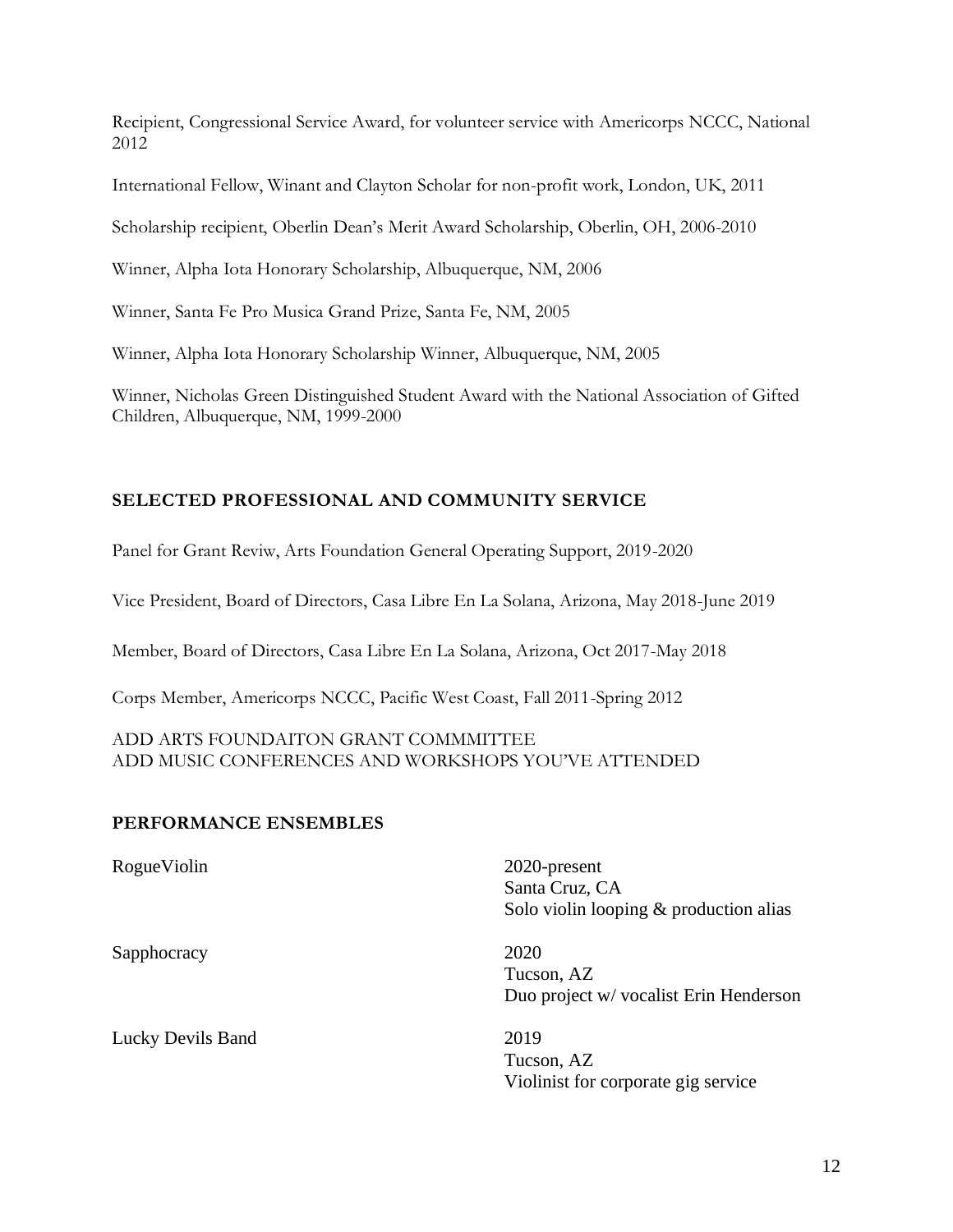Recipient, Congressional Service Award, for volunteer service with Americorps NCCC, National 2012

International Fellow, Winant and Clayton Scholar for non-profit work, London, UK, 2011

Scholarship recipient, Oberlin Dean's Merit Award Scholarship, Oberlin, OH, 2006-2010

Winner, Alpha Iota Honorary Scholarship, Albuquerque, NM, 2006

Winner, Santa Fe Pro Musica Grand Prize, Santa Fe, NM, 2005

Winner, Alpha Iota Honorary Scholarship Winner, Albuquerque, NM, 2005

Winner, Nicholas Green Distinguished Student Award with the National Association of Gifted Children, Albuquerque, NM, 1999-2000

## SELECTED PROFESSIONAL AND COMMUNITY SERVICE

Panel for Grant Reviw, Arts Foundation General Operating Support, 2019-2020

Vice President, Board of Directors, Casa Libre En La Solana, Arizona, May 2018-June 2019

Member, Board of Directors, Casa Libre En La Solana, Arizona, Oct 2017-May 2018

Corps Member, Americorps NCCC, Pacific West Coast, Fall 2011-Spring 2012

ADD ARTS FOUNDAITON GRANT COMMMITTEE
ADD MUSIC CONFERENCES AND WORKSHOPS YOU'VE ATTENDED

## PERFORMANCE ENSEMBLES

RogueViolin
2020-present
Santa Cruz, CA
Solo violin looping & production alias

Sapphocracy
2020
Tucson, AZ
Duo project w/ vocalist Erin Henderson

Lucky Devils Band
2019
Tucson, AZ
Violinist for corporate gig service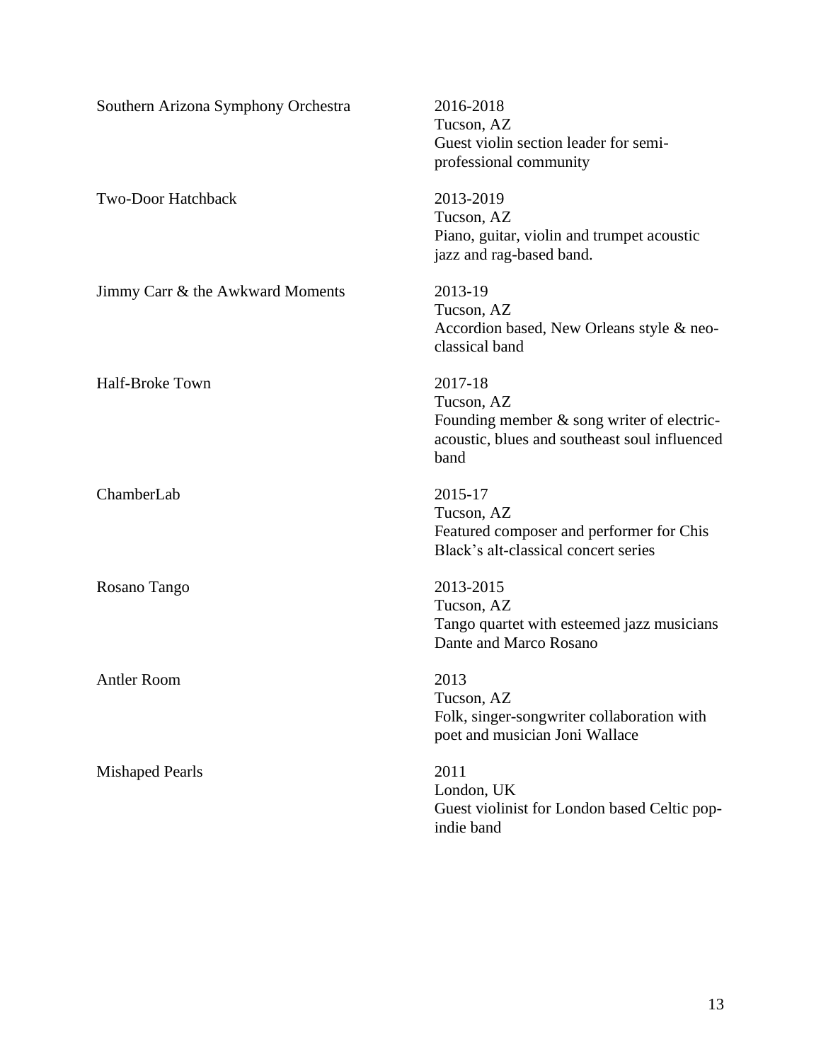| | |
|---|---|
| Southern Arizona Symphony Orchestra | 2016-2018<br>Tucson, AZ<br>Guest violin section leader for semi-professional community |
| Two-Door Hatchback | 2013-2019<br>Tucson, AZ<br>Piano, guitar, violin and trumpet acoustic jazz and rag-based band. |
| Jimmy Carr & the Awkward Moments | 2013-19<br>Tucson, AZ<br>Accordion based, New Orleans style & neo-classical band |
| Half-Broke Town | 2017-18<br>Tucson, AZ<br>Founding member & song writer of electric-acoustic, blues and southeast soul influenced band |
| ChamberLab | 2015-17<br>Tucson, AZ<br>Featured composer and performer for Chis Black's alt-classical concert series |
| Rosano Tango | 2013-2015<br>Tucson, AZ<br>Tango quartet with esteemed jazz musicians Dante and Marco Rosano |
| Antler Room | 2013<br>Tucson, AZ<br>Folk, singer-songwriter collaboration with poet and musician Joni Wallace |
| Mishaped Pearls | 2011<br>London, UK<br>Guest violinist for London based Celtic pop-indie band |